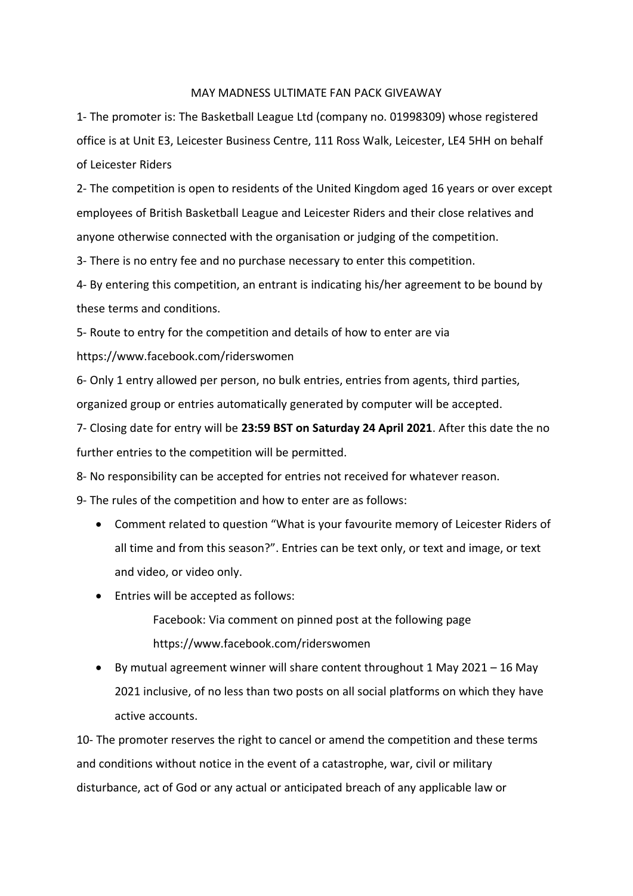# MAY MADNESS ULTIMATE FAN PACK GIVEAWAY

1- The promoter is: The Basketball League Ltd (company no. 01998309) whose registered office is at Unit E3, Leicester Business Centre, 111 Ross Walk, Leicester, LE4 5HH on behalf of Leicester Riders

2- The competition is open to residents of the United Kingdom aged 16 years or over except employees of British Basketball League and Leicester Riders and their close relatives and anyone otherwise connected with the organisation or judging of the competition.

3- There is no entry fee and no purchase necessary to enter this competition.

4- By entering this competition, an entrant is indicating his/her agreement to be bound by these terms and conditions.

5- Route to entry for the competition and details of how to enter are via https://www.facebook.com/riderswomen

6- Only 1 entry allowed per person, no bulk entries, entries from agents, third parties, organized group or entries automatically generated by computer will be accepted.

7- Closing date for entry will be **23:59 BST on Saturday 24 April 2021**. After this date the no further entries to the competition will be permitted.

8- No responsibility can be accepted for entries not received for whatever reason.

9- The rules of the competition and how to enter are as follows:

- Comment related to question "What is your favourite memory of Leicester Riders of all time and from this season?". Entries can be text only, or text and image, or text and video, or video only.
- Entries will be accepted as follows:

  Facebook: Via comment on pinned post at the following page https://www.facebook.com/riderswomen

- By mutual agreement winner will share content throughout 1 May 2021 – 16 May 2021 inclusive, of no less than two posts on all social platforms on which they have active accounts.

10- The promoter reserves the right to cancel or amend the competition and these terms and conditions without notice in the event of a catastrophe, war, civil or military disturbance, act of God or any actual or anticipated breach of any applicable law or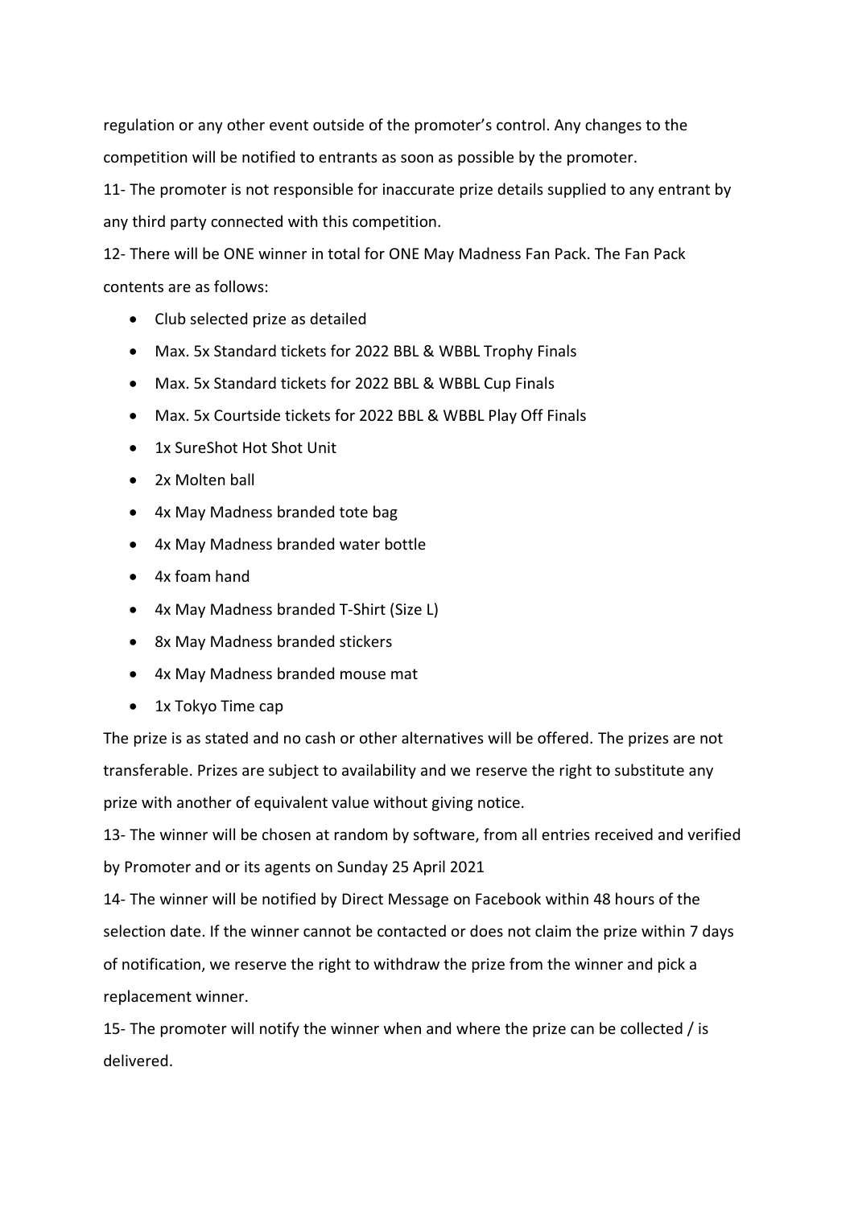regulation or any other event outside of the promoter's control. Any changes to the competition will be notified to entrants as soon as possible by the promoter.

11- The promoter is not responsible for inaccurate prize details supplied to any entrant by any third party connected with this competition.

12- There will be ONE winner in total for ONE May Madness Fan Pack. The Fan Pack contents are as follows:

- Club selected prize as detailed
- Max. 5x Standard tickets for 2022 BBL & WBBL Trophy Finals
- Max. 5x Standard tickets for 2022 BBL & WBBL Cup Finals
- Max. 5x Courtside tickets for 2022 BBL & WBBL Play Off Finals
- 1x SureShot Hot Shot Unit
- 2x Molten ball
- 4x May Madness branded tote bag
- 4x May Madness branded water bottle
- 4x foam hand
- 4x May Madness branded T-Shirt (Size L)
- 8x May Madness branded stickers
- 4x May Madness branded mouse mat
- 1x Tokyo Time cap

The prize is as stated and no cash or other alternatives will be offered. The prizes are not transferable. Prizes are subject to availability and we reserve the right to substitute any prize with another of equivalent value without giving notice.

13- The winner will be chosen at random by software, from all entries received and verified by Promoter and or its agents on Sunday 25 April 2021

14- The winner will be notified by Direct Message on Facebook within 48 hours of the selection date. If the winner cannot be contacted or does not claim the prize within 7 days of notification, we reserve the right to withdraw the prize from the winner and pick a replacement winner.

15- The promoter will notify the winner when and where the prize can be collected / is delivered.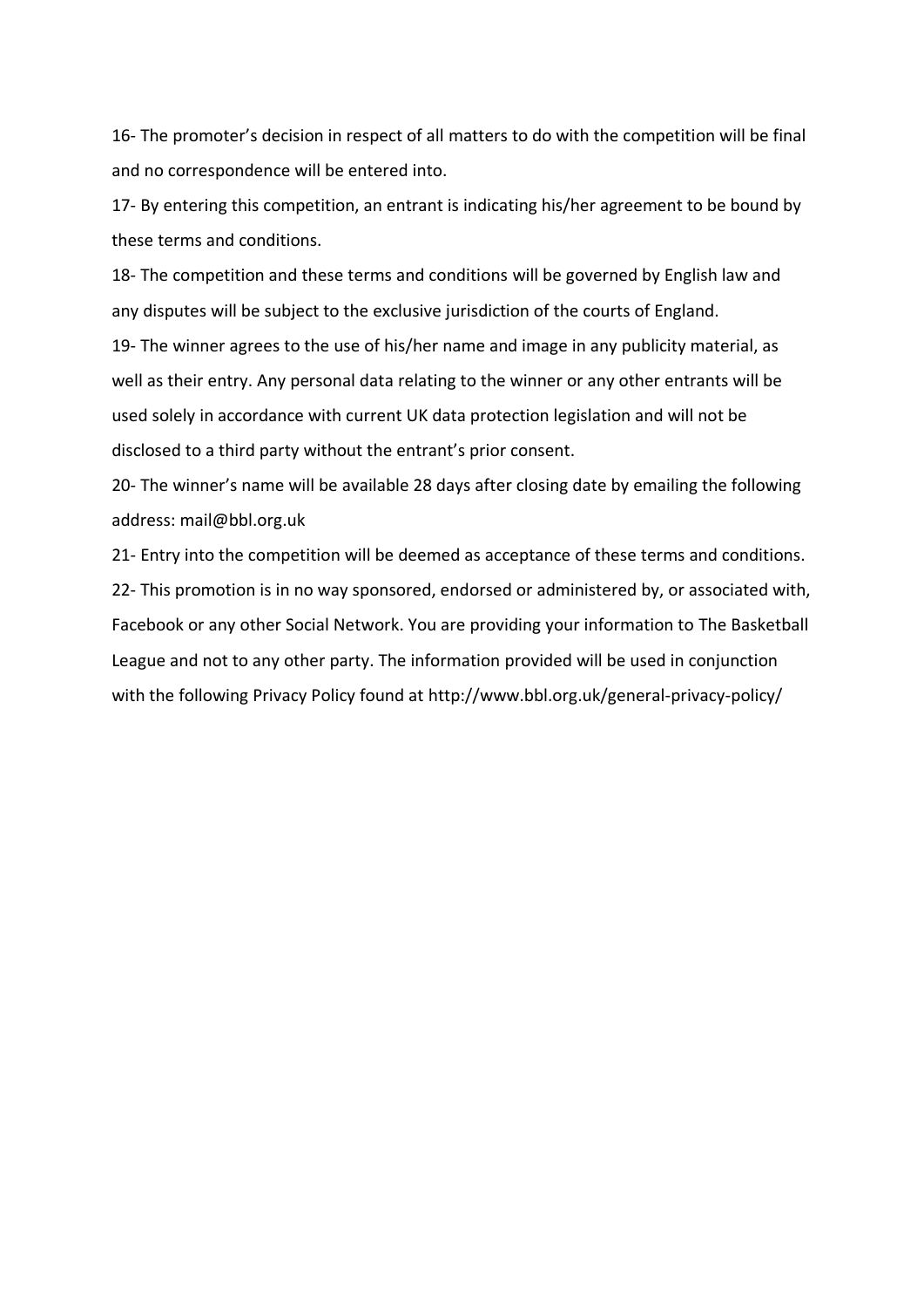16- The promoter's decision in respect of all matters to do with the competition will be final and no correspondence will be entered into.

17- By entering this competition, an entrant is indicating his/her agreement to be bound by these terms and conditions.

18- The competition and these terms and conditions will be governed by English law and any disputes will be subject to the exclusive jurisdiction of the courts of England.

19- The winner agrees to the use of his/her name and image in any publicity material, as well as their entry. Any personal data relating to the winner or any other entrants will be used solely in accordance with current UK data protection legislation and will not be disclosed to a third party without the entrant's prior consent.

20- The winner's name will be available 28 days after closing date by emailing the following address: mail@bbl.org.uk

21- Entry into the competition will be deemed as acceptance of these terms and conditions.

22- This promotion is in no way sponsored, endorsed or administered by, or associated with, Facebook or any other Social Network. You are providing your information to The Basketball League and not to any other party. The information provided will be used in conjunction with the following Privacy Policy found at http://www.bbl.org.uk/general-privacy-policy/